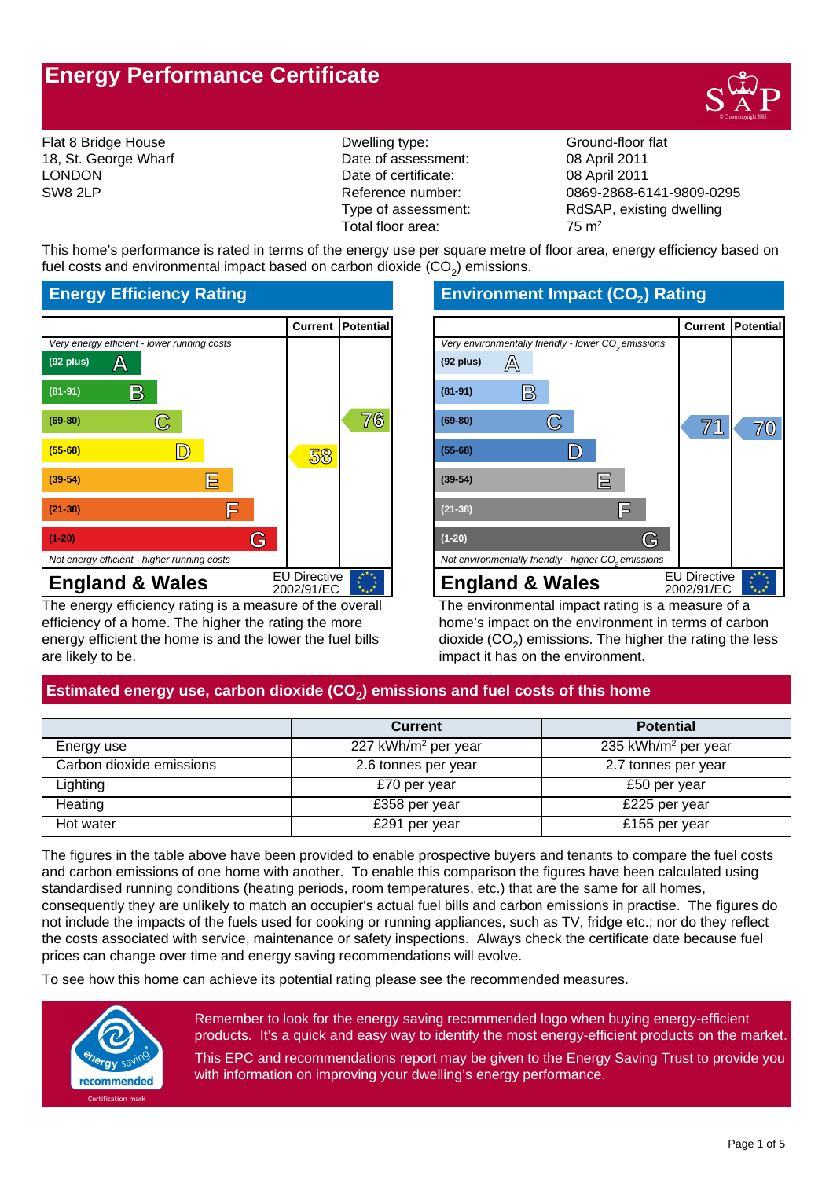# Energy Performance Certificate

Flat 8 Bridge House
18, St. George Wharf
LONDON
SW8 2LP

| | |
|---|---|
| Dwelling type: | Ground-floor flat |
| Date of assessment: | 08 April 2011 |
| Date of certificate: | 08 April 2011 |
| Reference number: | 0869-2868-6141-9809-0295 |
| Type of assessment: | RdSAP, existing dwelling |
| Total floor area: | 75 m² |

This home's performance is rated in terms of the energy use per square metre of floor area, energy efficiency based on fuel costs and environmental impact based on carbon dioxide ($CO_2$) emissions.

## Energy Efficiency Rating

| | Current | Potential |
|---|---|---|
| *Very energy efficient - lower running costs* | | |
| (92 plus) A | | |
| (81-91) B | | |
| (69-80) C | | 76 |
| (55-68) D | 58 | |
| (39-54) E | | |
| (21-38) F | | |
| (1-20) G | | |
| *Not energy efficient - higher running costs* | | |
| **England & Wales** — EU Directive 2002/91/EC | | |

The energy efficiency rating is a measure of the overall efficiency of a home. The higher the rating the more energy efficient the home is and the lower the fuel bills are likely to be.

## Environment Impact ($CO_2$) Rating

| | Current | Potential |
|---|---|---|
| *Very environmentally friendly - lower $CO_2$ emissions* | | |
| (92 plus) A | | |
| (81-91) B | | |
| (69-80) C | 71 | 70 |
| (55-68) D | | |
| (39-54) E | | |
| (21-38) F | | |
| (1-20) G | | |
| *Not environmentally friendly - higher $CO_2$ emissions* | | |
| **England & Wales** — EU Directive 2002/91/EC | | |

The environmental impact rating is a measure of a home's impact on the environment in terms of carbon dioxide ($CO_2$) emissions. The higher the rating the less impact it has on the environment.

## Estimated energy use, carbon dioxide ($CO_2$) emissions and fuel costs of this home

| | Current | Potential |
|---|---|---|
| Energy use | 227 kWh/m² per year | 235 kWh/m² per year |
| Carbon dioxide emissions | 2.6 tonnes per year | 2.7 tonnes per year |
| Lighting | £70 per year | £50 per year |
| Heating | £358 per year | £225 per year |
| Hot water | £291 per year | £155 per year |

The figures in the table above have been provided to enable prospective buyers and tenants to compare the fuel costs and carbon emissions of one home with another. To enable this comparison the figures have been calculated using standardised running conditions (heating periods, room temperatures, etc.) that are the same for all homes, consequently they are unlikely to match an occupier's actual fuel bills and carbon emissions in practice. The figures do not include the impacts of the fuels used for cooking or running appliances, such as TV, fridge etc.; nor do they reflect the costs associated with service, maintenance or safety inspections. Always check the certificate date because fuel prices can change over time and energy saving recommendations will evolve.

To see how this home can achieve its potential rating please see the recommended measures.

energy saving recommended — Certification mark

Remember to look for the energy saving recommended logo when buying energy-efficient products. It's a quick and easy way to identify the most energy-efficient products on the market.

This EPC and recommendations report may be given to the Energy Saving Trust to provide you with information on improving your dwelling's energy performance.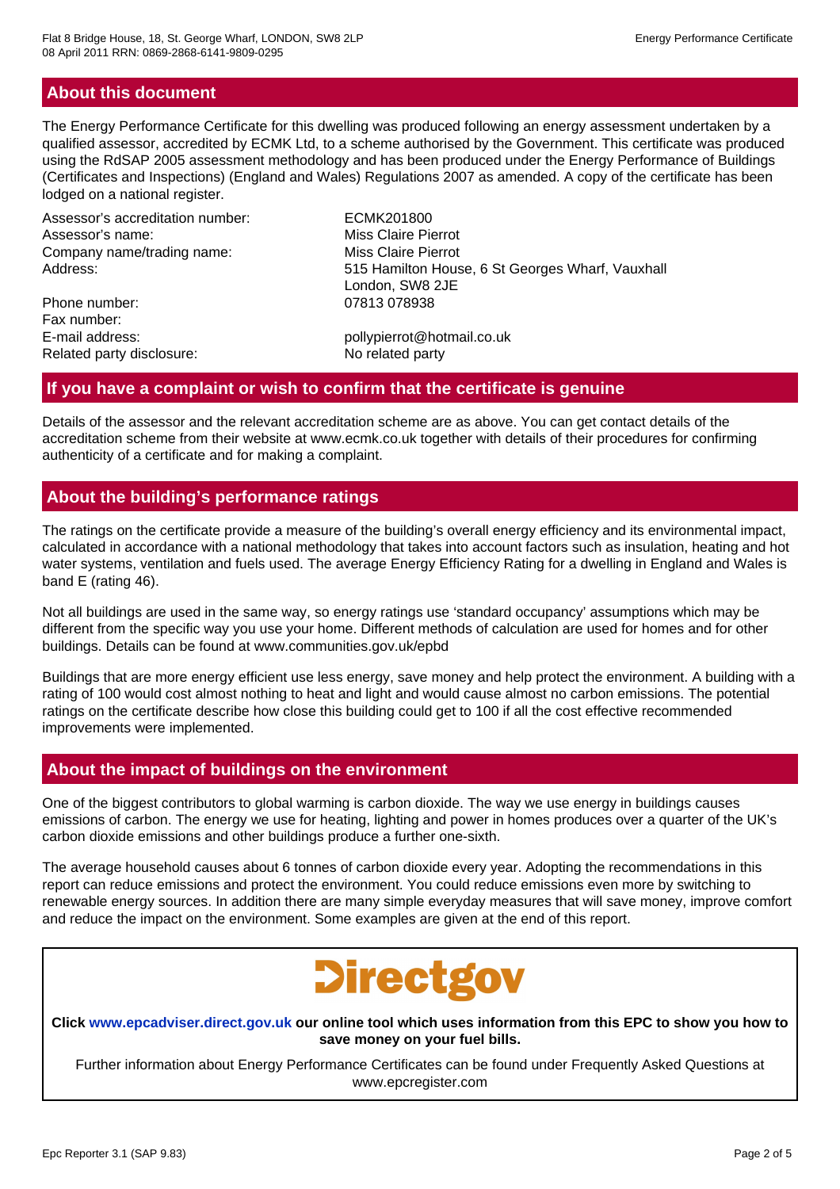## About this document

The Energy Performance Certificate for this dwelling was produced following an energy assessment undertaken by a qualified assessor, accredited by ECMK Ltd, to a scheme authorised by the Government. This certificate was produced using the RdSAP 2005 assessment methodology and has been produced under the Energy Performance of Buildings (Certificates and Inspections) (England and Wales) Regulations 2007 as amended. A copy of the certificate has been lodged on a national register.

| | |
|---|---|
| Assessor's accreditation number: | ECMK201800 |
| Assessor's name: | Miss Claire Pierrot |
| Company name/trading name: | Miss Claire Pierrot |
| Address: | 515 Hamilton House, 6 St Georges Wharf, Vauxhall London, SW8 2JE |
| Phone number: | 07813 078938 |
| Fax number: | |
| E-mail address: | pollypierrot@hotmail.co.uk |
| Related party disclosure: | No related party |

## If you have a complaint or wish to confirm that the certificate is genuine

Details of the assessor and the relevant accreditation scheme are as above. You can get contact details of the accreditation scheme from their website at www.ecmk.co.uk together with details of their procedures for confirming authenticity of a certificate and for making a complaint.

## About the building's performance ratings

The ratings on the certificate provide a measure of the building's overall energy efficiency and its environmental impact, calculated in accordance with a national methodology that takes into account factors such as insulation, heating and hot water systems, ventilation and fuels used. The average Energy Efficiency Rating for a dwelling in England and Wales is band E (rating 46).

Not all buildings are used in the same way, so energy ratings use 'standard occupancy' assumptions which may be different from the specific way you use your home. Different methods of calculation are used for homes and for other buildings. Details can be found at www.communities.gov.uk/epbd

Buildings that are more energy efficient use less energy, save money and help protect the environment. A building with a rating of 100 would cost almost nothing to heat and light and would cause almost no carbon emissions. The potential ratings on the certificate describe how close this building could get to 100 if all the cost effective recommended improvements were implemented.

## About the impact of buildings on the environment

One of the biggest contributors to global warming is carbon dioxide. The way we use energy in buildings causes emissions of carbon. The energy we use for heating, lighting and power in homes produces over a quarter of the UK's carbon dioxide emissions and other buildings produce a further one-sixth.

The average household causes about 6 tonnes of carbon dioxide every year. Adopting the recommendations in this report can reduce emissions and protect the environment. You could reduce emissions even more by switching to renewable energy sources. In addition there are many simple everyday measures that will save money, improve comfort and reduce the impact on the environment. Some examples are given at the end of this report.

Directgov

**Click www.epcadviser.direct.gov.uk our online tool which uses information from this EPC to show you how to save money on your fuel bills.**

Further information about Energy Performance Certificates can be found under Frequently Asked Questions at www.epcregister.com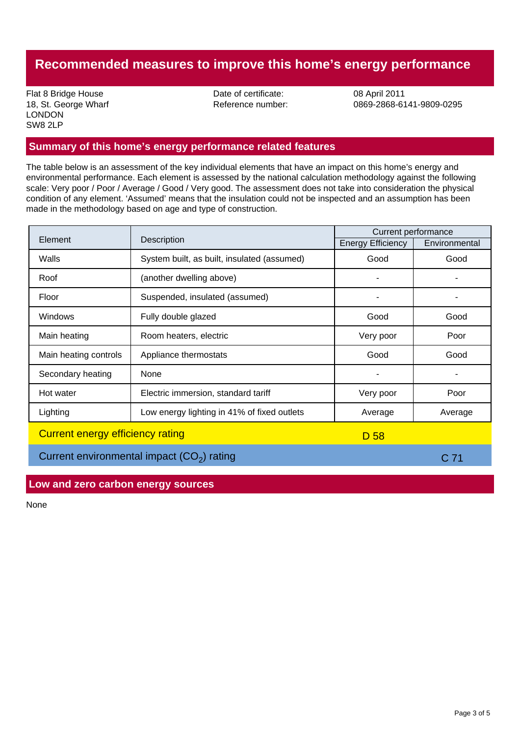# Recommended measures to improve this home's energy performance

Flat 8 Bridge House
18, St. George Wharf
LONDON
SW8 2LP

Date of certificate: 08 April 2011
Reference number: 0869-2868-6141-9809-0295

## Summary of this home's energy performance related features

The table below is an assessment of the key individual elements that have an impact on this home's energy and environmental performance. Each element is assessed by the national calculation methodology against the following scale: Very poor / Poor / Average / Good / Very good. The assessment does not take into consideration the physical condition of any element. 'Assumed' means that the insulation could not be inspected and an assumption has been made in the methodology based on age and type of construction.

| Element | Description | Current performance | |
|---|---|---|---|
| | | Energy Efficiency | Environmental |
| Walls | System built, as built, insulated (assumed) | Good | Good |
| Roof | (another dwelling above) | - | - |
| Floor | Suspended, insulated (assumed) | - | - |
| Windows | Fully double glazed | Good | Good |
| Main heating | Room heaters, electric | Very poor | Poor |
| Main heating controls | Appliance thermostats | Good | Good |
| Secondary heating | None | - | - |
| Hot water | Electric immersion, standard tariff | Very poor | Poor |
| Lighting | Low energy lighting in 41% of fixed outlets | Average | Average |
| Current energy efficiency rating | | D 58 | |
| Current environmental impact ($CO_2$) rating | | | C 71 |

## Low and zero carbon energy sources

None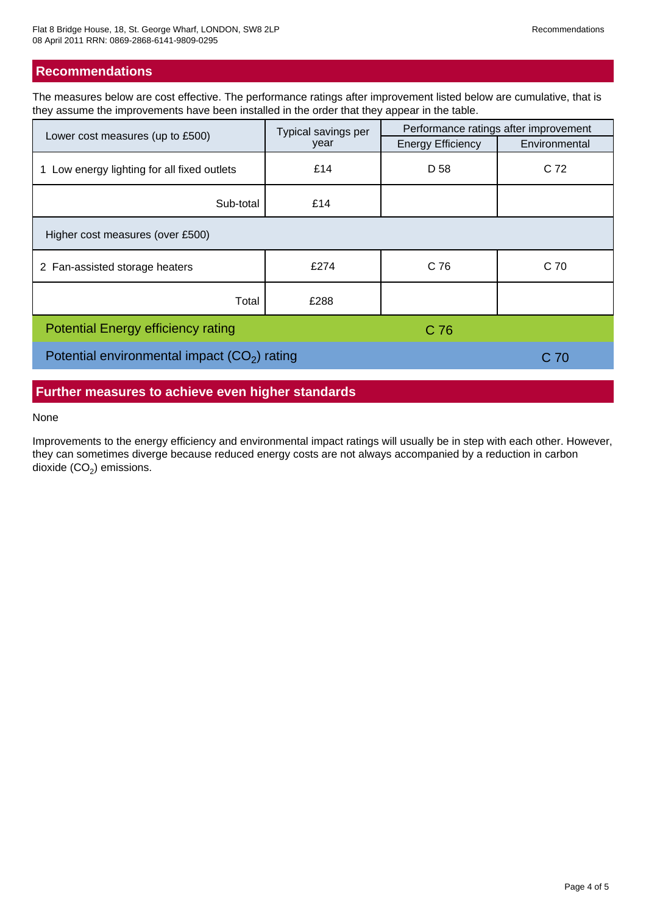## Recommendations

The measures below are cost effective. The performance ratings after improvement listed below are cumulative, that is they assume the improvements have been installed in the order that they appear in the table.

| Lower cost measures (up to £500) | Typical savings per year | Performance ratings after improvement | |
|---|---|---|---|
| | | Energy Efficiency | Environmental |
| 1 Low energy lighting for all fixed outlets | £14 | D 58 | C 72 |
| Sub-total | £14 | | |
| Higher cost measures (over £500) | | | |
| 2 Fan-assisted storage heaters | £274 | C 76 | C 70 |
| Total | £288 | | |
| Potential Energy efficiency rating | | C 76 | |
| Potential environmental impact ($CO_2$) rating | | | C 70 |

## Further measures to achieve even higher standards

None

Improvements to the energy efficiency and environmental impact ratings will usually be in step with each other. However, they can sometimes diverge because reduced energy costs are not always accompanied by a reduction in carbon dioxide ($CO_2$) emissions.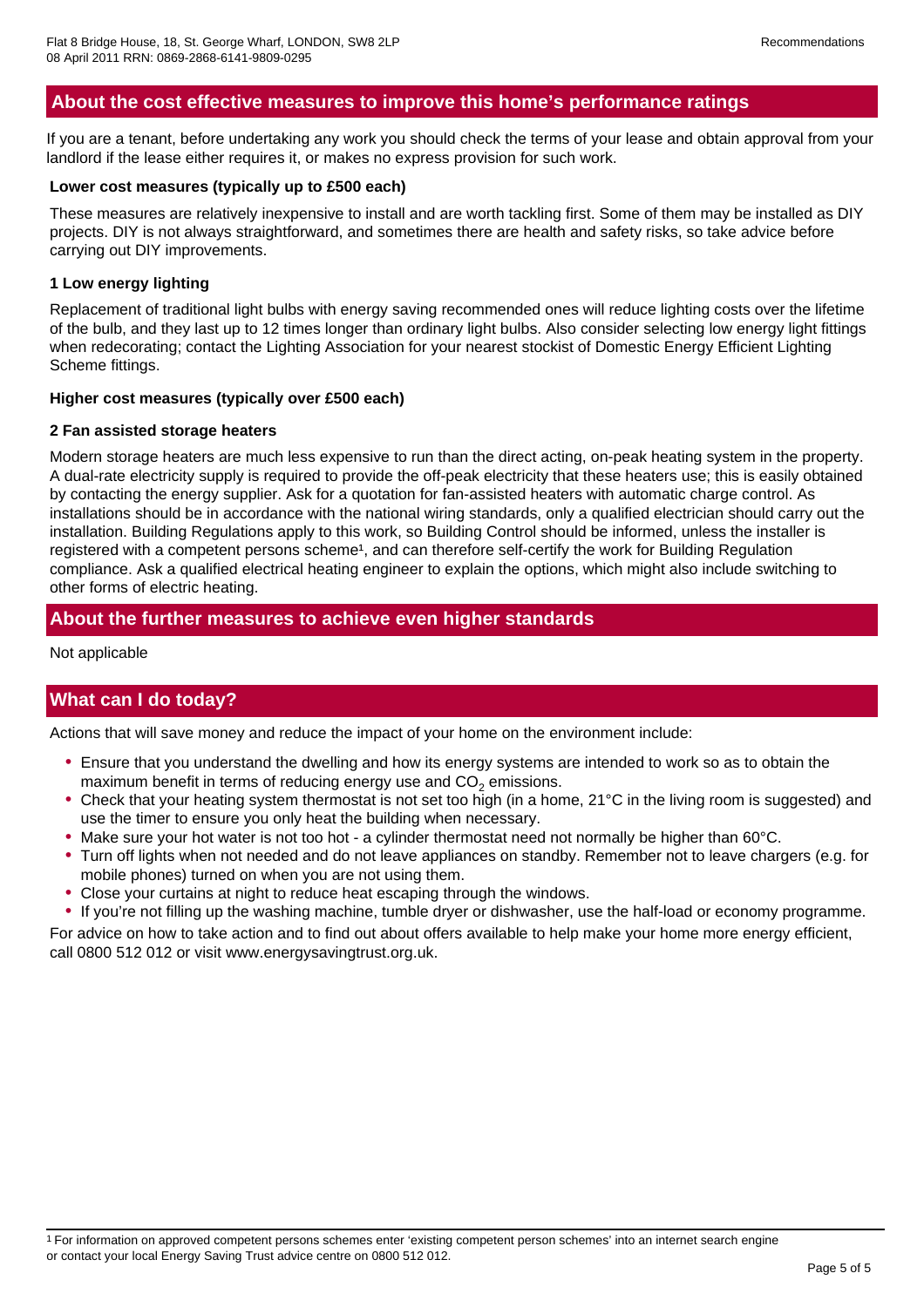## About the cost effective measures to improve this home's performance ratings

If you are a tenant, before undertaking any work you should check the terms of your lease and obtain approval from your landlord if the lease either requires it, or makes no express provision for such work.

**Lower cost measures (typically up to £500 each)**

These measures are relatively inexpensive to install and are worth tackling first. Some of them may be installed as DIY projects. DIY is not always straightforward, and sometimes there are health and safety risks, so take advice before carrying out DIY improvements.

**1 Low energy lighting**

Replacement of traditional light bulbs with energy saving recommended ones will reduce lighting costs over the lifetime of the bulb, and they last up to 12 times longer than ordinary light bulbs. Also consider selecting low energy light fittings when redecorating; contact the Lighting Association for your nearest stockist of Domestic Energy Efficient Lighting Scheme fittings.

**Higher cost measures (typically over £500 each)**

**2 Fan assisted storage heaters**

Modern storage heaters are much less expensive to run than the direct acting, on-peak heating system in the property. A dual-rate electricity supply is required to provide the off-peak electricity that these heaters use; this is easily obtained by contacting the energy supplier. Ask for a quotation for fan-assisted heaters with automatic charge control. As installations should be in accordance with the national wiring standards, only a qualified electrician should carry out the installation. Building Regulations apply to this work, so Building Control should be informed, unless the installer is registered with a competent persons scheme[1], and can therefore self-certify the work for Building Regulation compliance. Ask a qualified electrical heating engineer to explain the options, which might also include switching to other forms of electric heating.

## About the further measures to achieve even higher standards

Not applicable

## What can I do today?

Actions that will save money and reduce the impact of your home on the environment include:

- Ensure that you understand the dwelling and how its energy systems are intended to work so as to obtain the maximum benefit in terms of reducing energy use and $CO_2$ emissions.
- Check that your heating system thermostat is not set too high (in a home, 21°C in the living room is suggested) and use the timer to ensure you only heat the building when necessary.
- Make sure your hot water is not too hot - a cylinder thermostat need not normally be higher than 60°C.
- Turn off lights when not needed and do not leave appliances on standby. Remember not to leave chargers (e.g. for mobile phones) turned on when you are not using them.
- Close your curtains at night to reduce heat escaping through the windows.
- If you're not filling up the washing machine, tumble dryer or dishwasher, use the half-load or economy programme.

For advice on how to take action and to find out about offers available to help make your home more energy efficient, call 0800 512 012 or visit www.energysavingtrust.org.uk.

[1] For information on approved competent persons schemes enter 'existing competent person schemes' into an internet search engine or contact your local Energy Saving Trust advice centre on 0800 512 012.